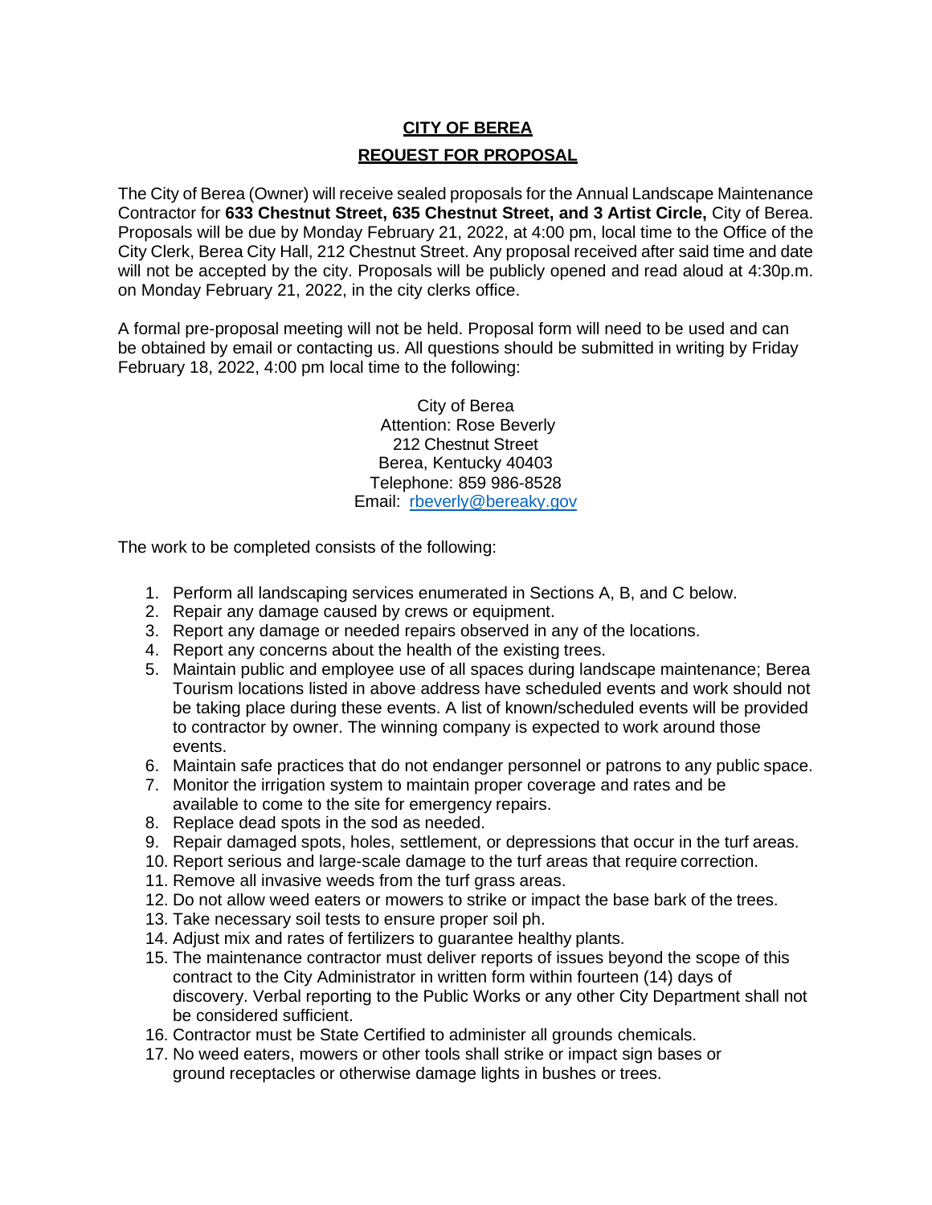# CITY OF BEREA

## REQUEST FOR PROPOSAL

The City of Berea (Owner) will receive sealed proposals for the Annual Landscape Maintenance Contractor for **633 Chestnut Street, 635 Chestnut Street, and 3 Artist Circle,** City of Berea. Proposals will be due by Monday February 21, 2022, at 4:00 pm, local time to the Office of the City Clerk, Berea City Hall, 212 Chestnut Street. Any proposal received after said time and date will not be accepted by the city. Proposals will be publicly opened and read aloud at 4:30p.m. on Monday February 21, 2022, in the city clerks office.

A formal pre-proposal meeting will not be held. Proposal form will need to be used and can be obtained by email or contacting us. All questions should be submitted in writing by Friday February 18, 2022, 4:00 pm local time to the following:

City of Berea
Attention: Rose Beverly
212 Chestnut Street
Berea, Kentucky 40403
Telephone: 859 986-8528
Email: rbeverly@bereaky.gov

The work to be completed consists of the following:

1. Perform all landscaping services enumerated in Sections A, B, and C below.
2. Repair any damage caused by crews or equipment.
3. Report any damage or needed repairs observed in any of the locations.
4. Report any concerns about the health of the existing trees.
5. Maintain public and employee use of all spaces during landscape maintenance; Berea Tourism locations listed in above address have scheduled events and work should not be taking place during these events. A list of known/scheduled events will be provided to contractor by owner. The winning company is expected to work around those events.
6. Maintain safe practices that do not endanger personnel or patrons to any public space.
7. Monitor the irrigation system to maintain proper coverage and rates and be available to come to the site for emergency repairs.
8. Replace dead spots in the sod as needed.
9. Repair damaged spots, holes, settlement, or depressions that occur in the turf areas.
10. Report serious and large-scale damage to the turf areas that require correction.
11. Remove all invasive weeds from the turf grass areas.
12. Do not allow weed eaters or mowers to strike or impact the base bark of the trees.
13. Take necessary soil tests to ensure proper soil ph.
14. Adjust mix and rates of fertilizers to guarantee healthy plants.
15. The maintenance contractor must deliver reports of issues beyond the scope of this contract to the City Administrator in written form within fourteen (14) days of discovery. Verbal reporting to the Public Works or any other City Department shall not be considered sufficient.
16. Contractor must be State Certified to administer all grounds chemicals.
17. No weed eaters, mowers or other tools shall strike or impact sign bases or ground receptacles or otherwise damage lights in bushes or trees.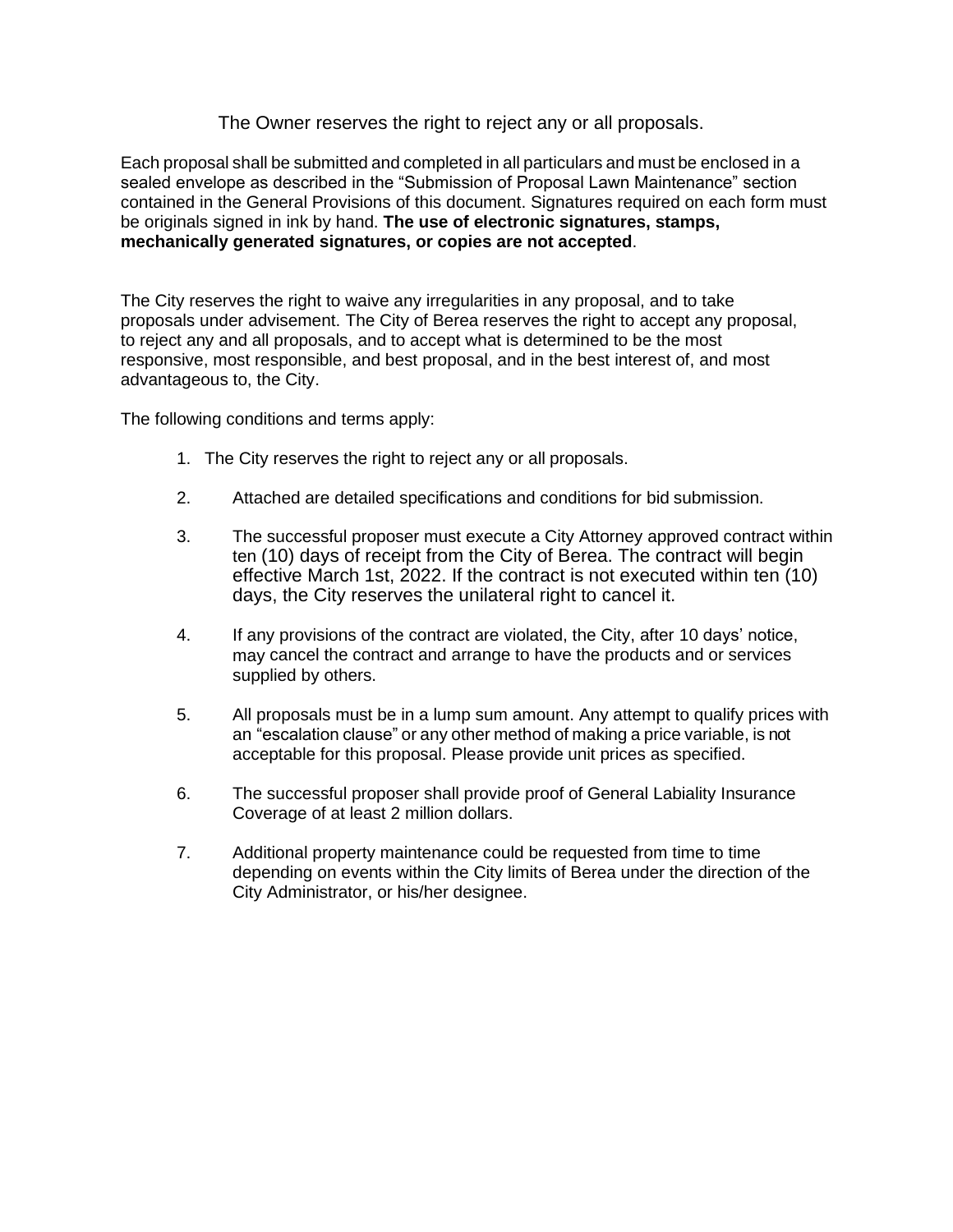The Owner reserves the right to reject any or all proposals.

Each proposal shall be submitted and completed in all particulars and must be enclosed in a sealed envelope as described in the "Submission of Proposal Lawn Maintenance" section contained in the General Provisions of this document. Signatures required on each form must be originals signed in ink by hand. **The use of electronic signatures, stamps, mechanically generated signatures, or copies are not accepted**.

The City reserves the right to waive any irregularities in any proposal, and to take proposals under advisement. The City of Berea reserves the right to accept any proposal, to reject any and all proposals, and to accept what is determined to be the most responsive, most responsible, and best proposal, and in the best interest of, and most advantageous to, the City.

The following conditions and terms apply:

1. The City reserves the right to reject any or all proposals.
2. Attached are detailed specifications and conditions for bid submission.
3. The successful proposer must execute a City Attorney approved contract within ten (10) days of receipt from the City of Berea. The contract will begin effective March 1st, 2022. If the contract is not executed within ten (10) days, the City reserves the unilateral right to cancel it.
4. If any provisions of the contract are violated, the City, after 10 days' notice, may cancel the contract and arrange to have the products and or services supplied by others.
5. All proposals must be in a lump sum amount. Any attempt to qualify prices with an "escalation clause" or any other method of making a price variable, is not acceptable for this proposal. Please provide unit prices as specified.
6. The successful proposer shall provide proof of General Labiality Insurance Coverage of at least 2 million dollars.
7. Additional property maintenance could be requested from time to time depending on events within the City limits of Berea under the direction of the City Administrator, or his/her designee.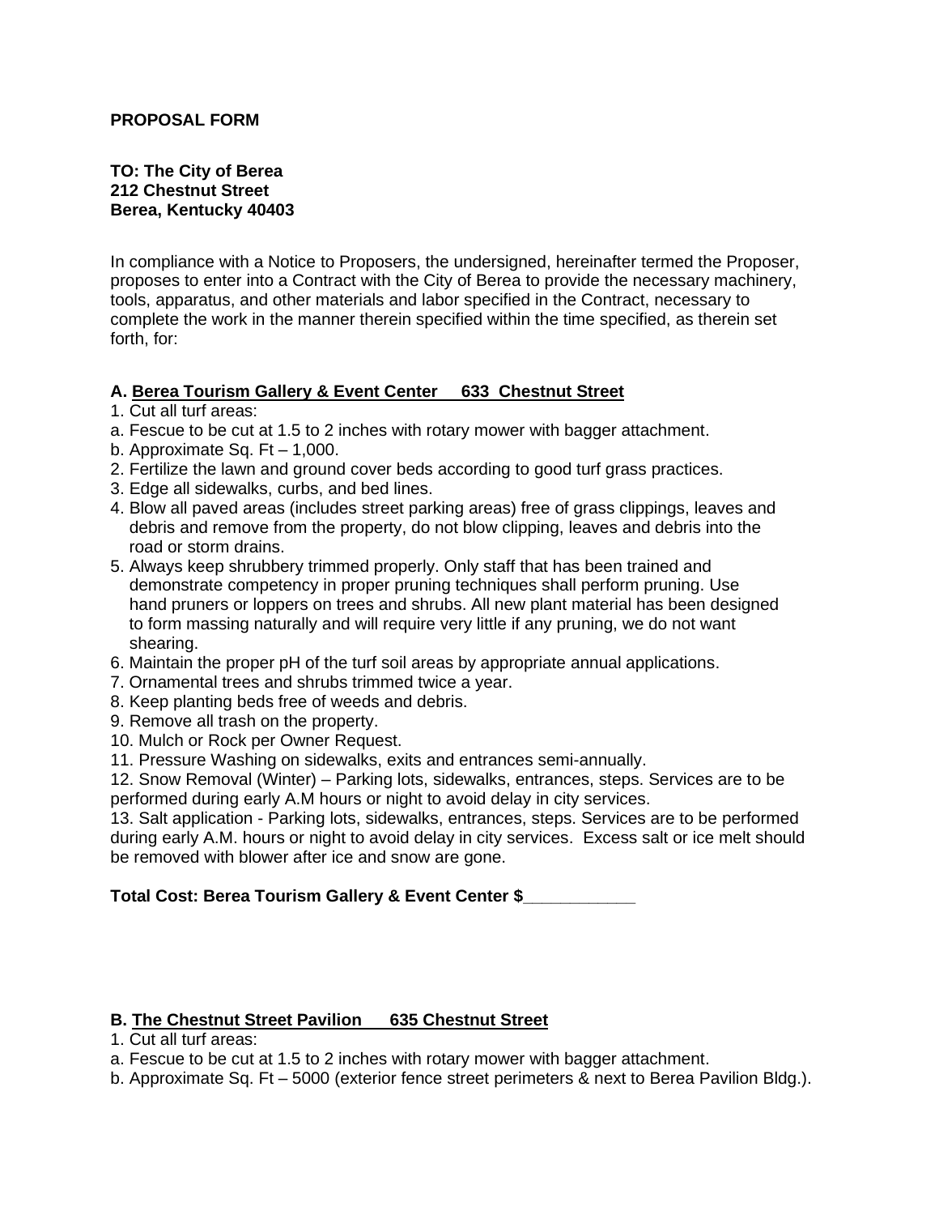**PROPOSAL FORM**

**TO: The City of Berea**
**212 Chestnut Street**
**Berea, Kentucky 40403**

In compliance with a Notice to Proposers, the undersigned, hereinafter termed the Proposer, proposes to enter into a Contract with the City of Berea to provide the necessary machinery, tools, apparatus, and other materials and labor specified in the Contract, necessary to complete the work in the manner therein specified within the time specified, as therein set forth, for:

**A. <u>Berea Tourism Gallery & Event Center 633 Chestnut Street</u>**

1. Cut all turf areas:
a. Fescue to be cut at 1.5 to 2 inches with rotary mower with bagger attachment.
b. Approximate Sq. Ft – 1,000.
2. Fertilize the lawn and ground cover beds according to good turf grass practices.
3. Edge all sidewalks, curbs, and bed lines.
4. Blow all paved areas (includes street parking areas) free of grass clippings, leaves and debris and remove from the property, do not blow clipping, leaves and debris into the road or storm drains.
5. Always keep shrubbery trimmed properly. Only staff that has been trained and demonstrate competency in proper pruning techniques shall perform pruning. Use hand pruners or loppers on trees and shrubs. All new plant material has been designed to form massing naturally and will require very little if any pruning, we do not want shearing.
6. Maintain the proper pH of the turf soil areas by appropriate annual applications.
7. Ornamental trees and shrubs trimmed twice a year.
8. Keep planting beds free of weeds and debris.
9. Remove all trash on the property.
10. Mulch or Rock per Owner Request.
11. Pressure Washing on sidewalks, exits and entrances semi-annually.
12. Snow Removal (Winter) – Parking lots, sidewalks, entrances, steps. Services are to be performed during early A.M hours or night to avoid delay in city services.
13. Salt application - Parking lots, sidewalks, entrances, steps. Services are to be performed during early A.M. hours or night to avoid delay in city services. Excess salt or ice melt should be removed with blower after ice and snow are gone.

**Total Cost: Berea Tourism Gallery & Event Center $\_\_\_\_\_\_\_\_\_\_\_\_**

**B. <u>The Chestnut Street Pavilion 635 Chestnut Street</u>**

1. Cut all turf areas:
a. Fescue to be cut at 1.5 to 2 inches with rotary mower with bagger attachment.
b. Approximate Sq. Ft – 5000 (exterior fence street perimeters & next to Berea Pavilion Bldg.).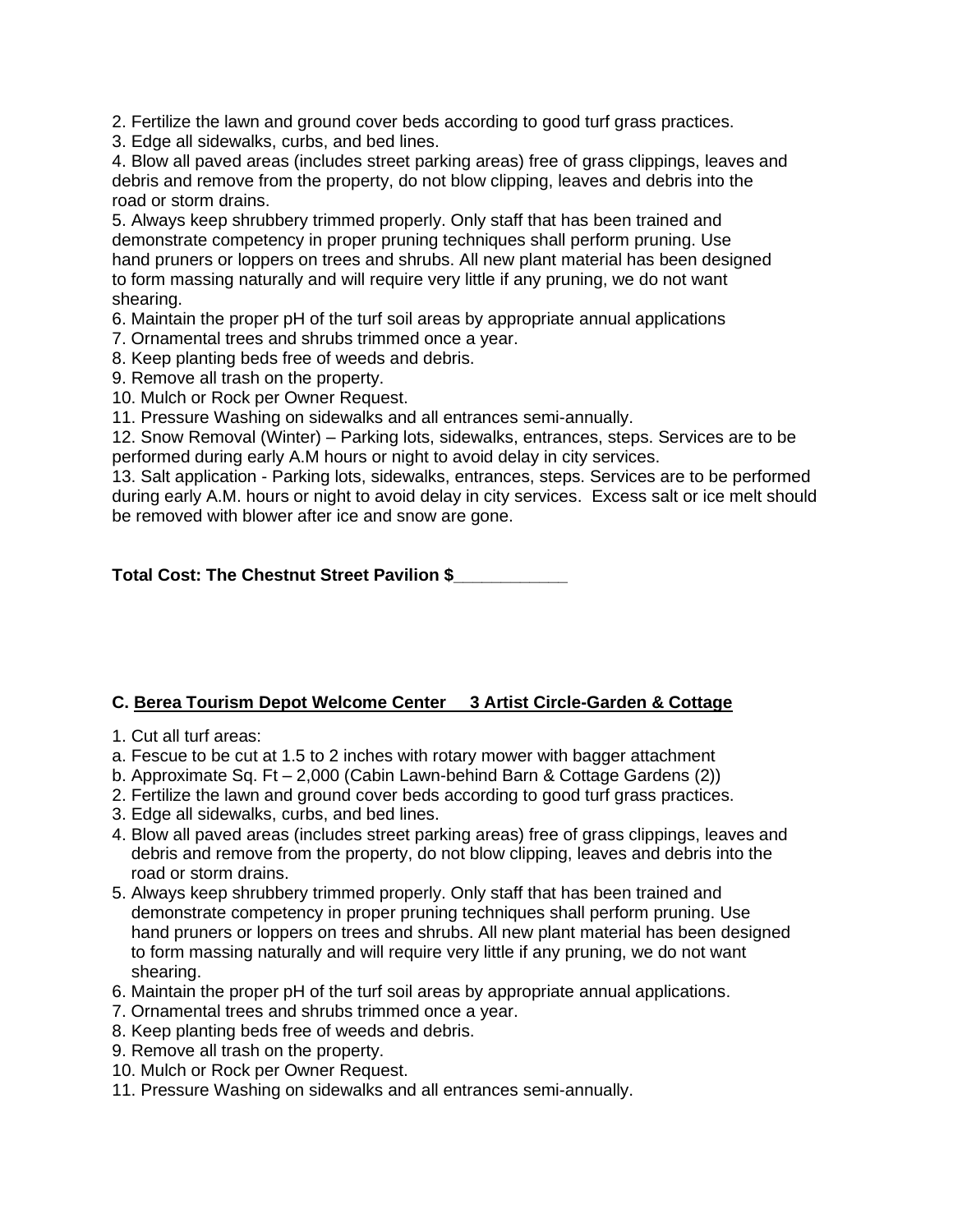2. Fertilize the lawn and ground cover beds according to good turf grass practices.
3. Edge all sidewalks, curbs, and bed lines.
4. Blow all paved areas (includes street parking areas) free of grass clippings, leaves and debris and remove from the property, do not blow clipping, leaves and debris into the road or storm drains.
5. Always keep shrubbery trimmed properly. Only staff that has been trained and demonstrate competency in proper pruning techniques shall perform pruning. Use hand pruners or loppers on trees and shrubs. All new plant material has been designed to form massing naturally and will require very little if any pruning, we do not want shearing.
6. Maintain the proper pH of the turf soil areas by appropriate annual applications
7. Ornamental trees and shrubs trimmed once a year.
8. Keep planting beds free of weeds and debris.
9. Remove all trash on the property.
10. Mulch or Rock per Owner Request.
11. Pressure Washing on sidewalks and all entrances semi-annually.
12. Snow Removal (Winter) – Parking lots, sidewalks, entrances, steps. Services are to be performed during early A.M hours or night to avoid delay in city services.
13. Salt application - Parking lots, sidewalks, entrances, steps. Services are to be performed during early A.M. hours or night to avoid delay in city services. Excess salt or ice melt should be removed with blower after ice and snow are gone.

**Total Cost: The Chestnut Street Pavilion $___________**

**C. <u>Berea Tourism Depot Welcome Center 3 Artist Circle-Garden & Cottage</u>**

1. Cut all turf areas:
a. Fescue to be cut at 1.5 to 2 inches with rotary mower with bagger attachment
b. Approximate Sq. Ft – 2,000 (Cabin Lawn-behind Barn & Cottage Gardens (2))
2. Fertilize the lawn and ground cover beds according to good turf grass practices.
3. Edge all sidewalks, curbs, and bed lines.
4. Blow all paved areas (includes street parking areas) free of grass clippings, leaves and debris and remove from the property, do not blow clipping, leaves and debris into the road or storm drains.
5. Always keep shrubbery trimmed properly. Only staff that has been trained and demonstrate competency in proper pruning techniques shall perform pruning. Use hand pruners or loppers on trees and shrubs. All new plant material has been designed to form massing naturally and will require very little if any pruning, we do not want shearing.
6. Maintain the proper pH of the turf soil areas by appropriate annual applications.
7. Ornamental trees and shrubs trimmed once a year.
8. Keep planting beds free of weeds and debris.
9. Remove all trash on the property.
10. Mulch or Rock per Owner Request.
11. Pressure Washing on sidewalks and all entrances semi-annually.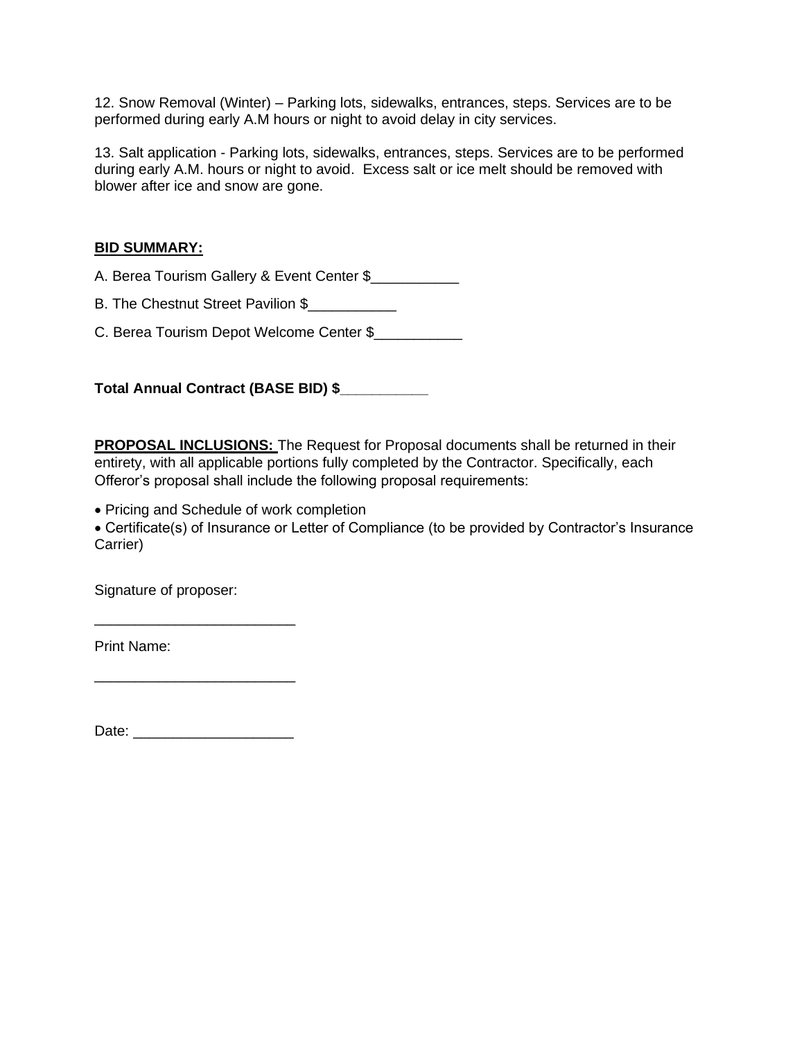12. Snow Removal (Winter) – Parking lots, sidewalks, entrances, steps. Services are to be performed during early A.M hours or night to avoid delay in city services.

13. Salt application - Parking lots, sidewalks, entrances, steps. Services are to be performed during early A.M. hours or night to avoid. Excess salt or ice melt should be removed with blower after ice and snow are gone.

**BID SUMMARY:**

A. Berea Tourism Gallery & Event Center $___________

B. The Chestnut Street Pavilion $___________

C. Berea Tourism Depot Welcome Center $___________

**Total Annual Contract (BASE BID) $___________**

**PROPOSAL INCLUSIONS:** The Request for Proposal documents shall be returned in their entirety, with all applicable portions fully completed by the Contractor. Specifically, each Offeror's proposal shall include the following proposal requirements:

- Pricing and Schedule of work completion
- Certificate(s) of Insurance or Letter of Compliance (to be provided by Contractor's Insurance Carrier)

Signature of proposer:

_________________________

Print Name:

_________________________

Date: ____________________